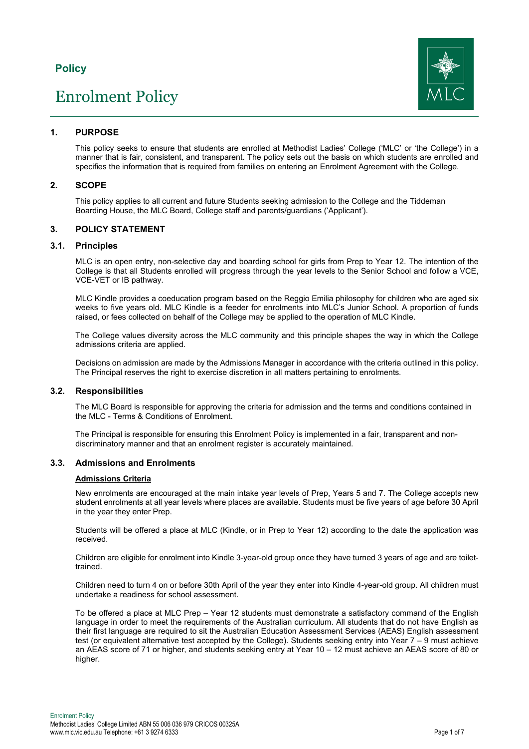**Policy**

# Enrolment Policy

## 1. PURPOSE

This policy seeks to ensure that students are enrolled at Methodist Ladies' College ('MLC' or 'the College') in a manner that is fair, consistent, and transparent. The policy sets out the basis on which students are enrolled and specifies the information that is required from families on entering an Enrolment Agreement with the College.

## 2. SCOPE

This policy applies to all current and future Students seeking admission to the College and the Tiddeman Boarding House, the MLC Board, College staff and parents/guardians ('Applicant').

## 3. POLICY STATEMENT

### 3.1. Principles

MLC is an open entry, non-selective day and boarding school for girls from Prep to Year 12. The intention of the College is that all Students enrolled will progress through the year levels to the Senior School and follow a VCE, VCE-VET or IB pathway.

MLC Kindle provides a coeducation program based on the Reggio Emilia philosophy for children who are aged six weeks to five years old. MLC Kindle is a feeder for enrolments into MLC's Junior School. A proportion of funds raised, or fees collected on behalf of the College may be applied to the operation of MLC Kindle.

The College values diversity across the MLC community and this principle shapes the way in which the College admissions criteria are applied.

Decisions on admission are made by the Admissions Manager in accordance with the criteria outlined in this policy. The Principal reserves the right to exercise discretion in all matters pertaining to enrolments.

### 3.2. Responsibilities

The MLC Board is responsible for approving the criteria for admission and the terms and conditions contained in the MLC - Terms & Conditions of Enrolment.

The Principal is responsible for ensuring this Enrolment Policy is implemented in a fair, transparent and non-discriminatory manner and that an enrolment register is accurately maintained.

### 3.3. Admissions and Enrolments

**Admissions Criteria**

New enrolments are encouraged at the main intake year levels of Prep, Years 5 and 7. The College accepts new student enrolments at all year levels where places are available. Students must be five years of age before 30 April in the year they enter Prep.

Students will be offered a place at MLC (Kindle, or in Prep to Year 12) according to the date the application was received.

Children are eligible for enrolment into Kindle 3-year-old group once they have turned 3 years of age and are toilet-trained.

Children need to turn 4 on or before 30th April of the year they enter into Kindle 4-year-old group. All children must undertake a readiness for school assessment.

To be offered a place at MLC Prep – Year 12 students must demonstrate a satisfactory command of the English language in order to meet the requirements of the Australian curriculum. All students that do not have English as their first language are required to sit the Australian Education Assessment Services (AEAS) English assessment test (or equivalent alternative test accepted by the College). Students seeking entry into Year 7 – 9 must achieve an AEAS score of 71 or higher, and students seeking entry at Year 10 – 12 must achieve an AEAS score of 80 or higher.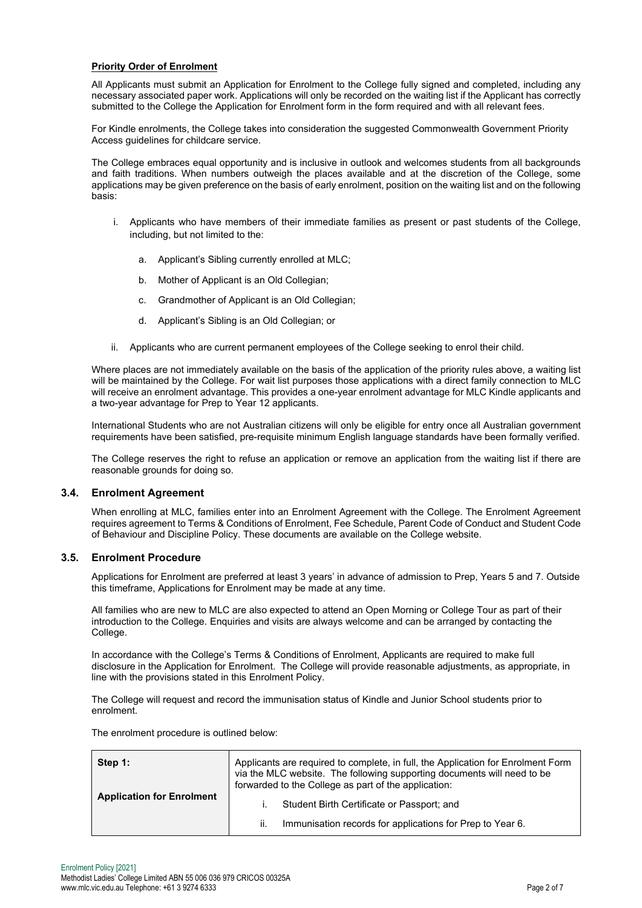**Priority Order of Enrolment**

All Applicants must submit an Application for Enrolment to the College fully signed and completed, including any necessary associated paper work. Applications will only be recorded on the waiting list if the Applicant has correctly submitted to the College the Application for Enrolment form in the form required and with all relevant fees.

For Kindle enrolments, the College takes into consideration the suggested Commonwealth Government Priority Access guidelines for childcare service.

The College embraces equal opportunity and is inclusive in outlook and welcomes students from all backgrounds and faith traditions. When numbers outweigh the places available and at the discretion of the College, some applications may be given preference on the basis of early enrolment, position on the waiting list and on the following basis:

i. Applicants who have members of their immediate families as present or past students of the College, including, but not limited to the:

   a. Applicant's Sibling currently enrolled at MLC;

   b. Mother of Applicant is an Old Collegian;

   c. Grandmother of Applicant is an Old Collegian;

   d. Applicant's Sibling is an Old Collegian; or

ii. Applicants who are current permanent employees of the College seeking to enrol their child.

Where places are not immediately available on the basis of the application of the priority rules above, a waiting list will be maintained by the College. For wait list purposes those applications with a direct family connection to MLC will receive an enrolment advantage. This provides a one-year enrolment advantage for MLC Kindle applicants and a two-year advantage for Prep to Year 12 applicants.

International Students who are not Australian citizens will only be eligible for entry once all Australian government requirements have been satisfied, pre-requisite minimum English language standards have been formally verified.

The College reserves the right to refuse an application or remove an application from the waiting list if there are reasonable grounds for doing so.

### 3.4. Enrolment Agreement

When enrolling at MLC, families enter into an Enrolment Agreement with the College. The Enrolment Agreement requires agreement to Terms & Conditions of Enrolment, Fee Schedule, Parent Code of Conduct and Student Code of Behaviour and Discipline Policy. These documents are available on the College website.

### 3.5. Enrolment Procedure

Applications for Enrolment are preferred at least 3 years' in advance of admission to Prep, Years 5 and 7. Outside this timeframe, Applications for Enrolment may be made at any time.

All families who are new to MLC are also expected to attend an Open Morning or College Tour as part of their introduction to the College. Enquiries and visits are always welcome and can be arranged by contacting the College.

In accordance with the College's Terms & Conditions of Enrolment, Applicants are required to make full disclosure in the Application for Enrolment. The College will provide reasonable adjustments, as appropriate, in line with the provisions stated in this Enrolment Policy.

The College will request and record the immunisation status of Kindle and Junior School students prior to enrolment.

The enrolment procedure is outlined below:

| Step 1: Application for Enrolment | Applicants are required to complete, in full, the Application for Enrolment Form via the MLC website. The following supporting documents will need to be forwarded to the College as part of the application:<br>i. Student Birth Certificate or Passport; and<br>ii. Immunisation records for applications for Prep to Year 6. |
|---|---|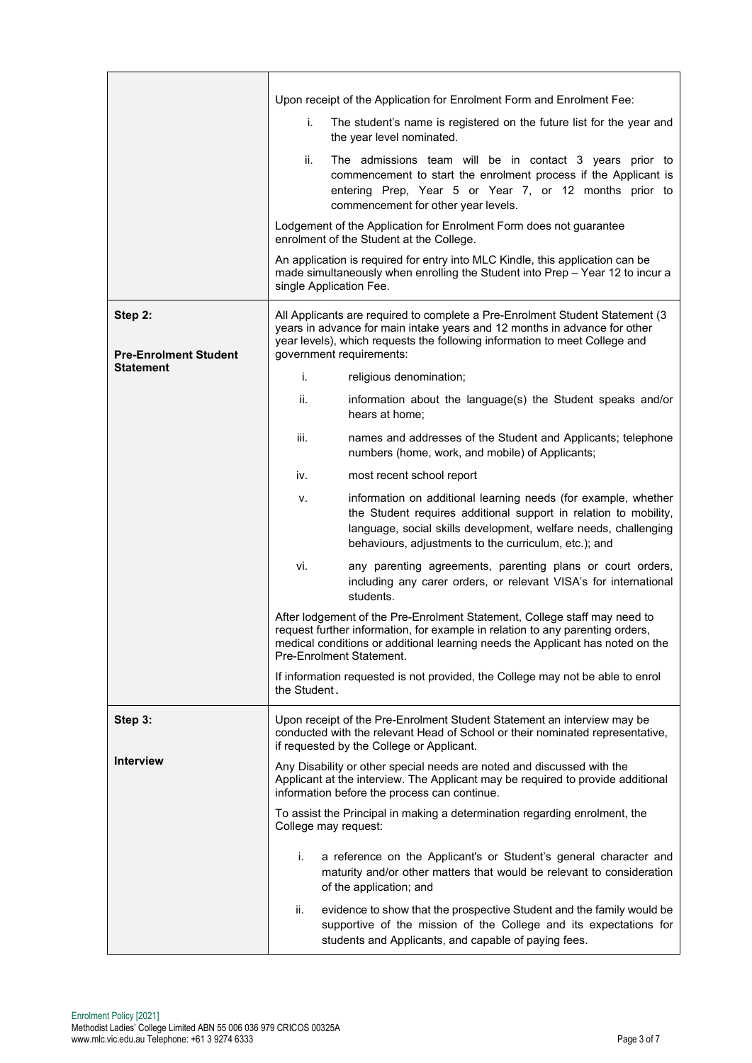| | |
|---|---|
| | Upon receipt of the Application for Enrolment Form and Enrolment Fee:<br><br>i. The student's name is registered on the future list for the year and the year level nominated.<br><br>ii. The admissions team will be in contact 3 years prior to commencement to start the enrolment process if the Applicant is entering Prep, Year 5 or Year 7, or 12 months prior to commencement for other year levels.<br><br>Lodgement of the Application for Enrolment Form does not guarantee enrolment of the Student at the College.<br><br>An application is required for entry into MLC Kindle, this application can be made simultaneously when enrolling the Student into Prep – Year 12 to incur a single Application Fee. |
| **Step 2:**<br><br>**Pre-Enrolment Student Statement** | All Applicants are required to complete a Pre-Enrolment Student Statement (3 years in advance for main intake years and 12 months in advance for other year levels), which requests the following information to meet College and government requirements:<br><br>i. religious denomination;<br><br>ii. information about the language(s) the Student speaks and/or hears at home;<br><br>iii. names and addresses of the Student and Applicants; telephone numbers (home, work, and mobile) of Applicants;<br><br>iv. most recent school report<br><br>v. information on additional learning needs (for example, whether the Student requires additional support in relation to mobility, language, social skills development, welfare needs, challenging behaviours, adjustments to the curriculum, etc.); and<br><br>vi. any parenting agreements, parenting plans or court orders, including any carer orders, or relevant VISA's for international students.<br><br>After lodgement of the Pre-Enrolment Statement, College staff may need to request further information, for example in relation to any parenting orders, medical conditions or additional learning needs the Applicant has noted on the Pre-Enrolment Statement.<br><br>If information requested is not provided, the College may not be able to enrol the Student. |
| **Step 3:**<br><br>**Interview** | Upon receipt of the Pre-Enrolment Student Statement an interview may be conducted with the relevant Head of School or their nominated representative, if requested by the College or Applicant.<br><br>Any Disability or other special needs are noted and discussed with the Applicant at the interview. The Applicant may be required to provide additional information before the process can continue.<br><br>To assist the Principal in making a determination regarding enrolment, the College may request:<br><br>i. a reference on the Applicant's or Student's general character and maturity and/or other matters that would be relevant to consideration of the application; and<br><br>ii. evidence to show that the prospective Student and the family would be supportive of the mission of the College and its expectations for students and Applicants, and capable of paying fees. |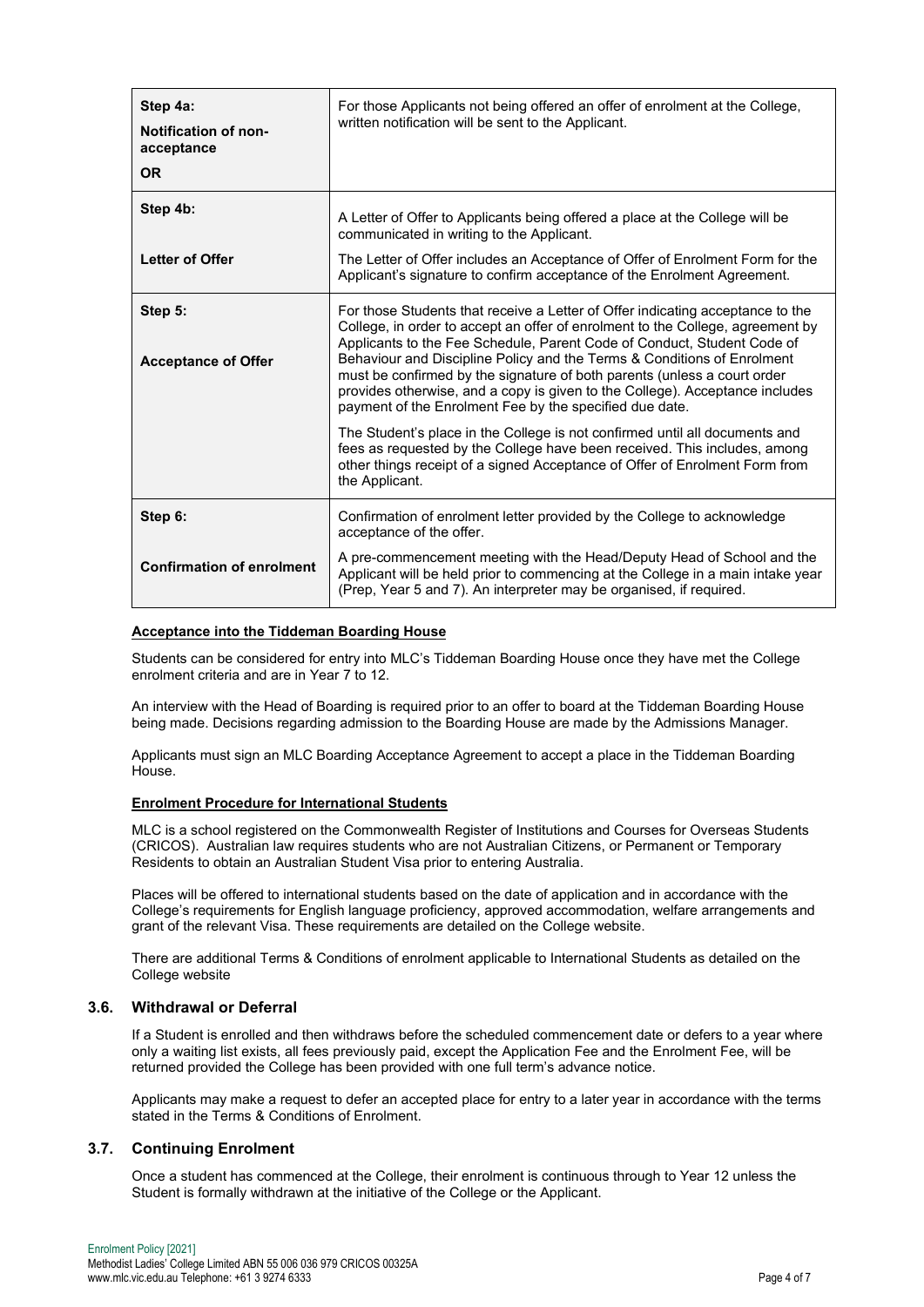| Step | Description |
|---|---|
| **Step 4a:**<br>**Notification of non-acceptance**<br>**OR** | For those Applicants not being offered an offer of enrolment at the College, written notification will be sent to the Applicant. |
| **Step 4b:**<br>**Letter of Offer** | A Letter of Offer to Applicants being offered a place at the College will be communicated in writing to the Applicant.<br>The Letter of Offer includes an Acceptance of Offer of Enrolment Form for the Applicant's signature to confirm acceptance of the Enrolment Agreement. |
| **Step 5:**<br>**Acceptance of Offer** | For those Students that receive a Letter of Offer indicating acceptance to the College, in order to accept an offer of enrolment to the College, agreement by Applicants to the Fee Schedule, Parent Code of Conduct, Student Code of Behaviour and Discipline Policy and the Terms & Conditions of Enrolment must be confirmed by the signature of both parents (unless a court order provides otherwise, and a copy is given to the College). Acceptance includes payment of the Enrolment Fee by the specified due date.<br>The Student's place in the College is not confirmed until all documents and fees as requested by the College have been received. This includes, among other things receipt of a signed Acceptance of Offer of Enrolment Form from the Applicant. |
| **Step 6:**<br>**Confirmation of enrolment** | Confirmation of enrolment letter provided by the College to acknowledge acceptance of the offer.<br>A pre-commencement meeting with the Head/Deputy Head of School and the Applicant will be held prior to commencing at the College in a main intake year (Prep, Year 5 and 7). An interpreter may be organised, if required. |

**Acceptance into the Tiddeman Boarding House**

Students can be considered for entry into MLC's Tiddeman Boarding House once they have met the College enrolment criteria and are in Year 7 to 12.

An interview with the Head of Boarding is required prior to an offer to board at the Tiddeman Boarding House being made. Decisions regarding admission to the Boarding House are made by the Admissions Manager.

Applicants must sign an MLC Boarding Acceptance Agreement to accept a place in the Tiddeman Boarding House.

**Enrolment Procedure for International Students**

MLC is a school registered on the Commonwealth Register of Institutions and Courses for Overseas Students (CRICOS). Australian law requires students who are not Australian Citizens, or Permanent or Temporary Residents to obtain an Australian Student Visa prior to entering Australia.

Places will be offered to international students based on the date of application and in accordance with the College's requirements for English language proficiency, approved accommodation, welfare arrangements and grant of the relevant Visa. These requirements are detailed on the College website.

There are additional Terms & Conditions of enrolment applicable to International Students as detailed on the College website

### 3.6. Withdrawal or Deferral

If a Student is enrolled and then withdraws before the scheduled commencement date or defers to a year where only a waiting list exists, all fees previously paid, except the Application Fee and the Enrolment Fee, will be returned provided the College has been provided with one full term's advance notice.

Applicants may make a request to defer an accepted place for entry to a later year in accordance with the terms stated in the Terms & Conditions of Enrolment.

### 3.7. Continuing Enrolment

Once a student has commenced at the College, their enrolment is continuous through to Year 12 unless the Student is formally withdrawn at the initiative of the College or the Applicant.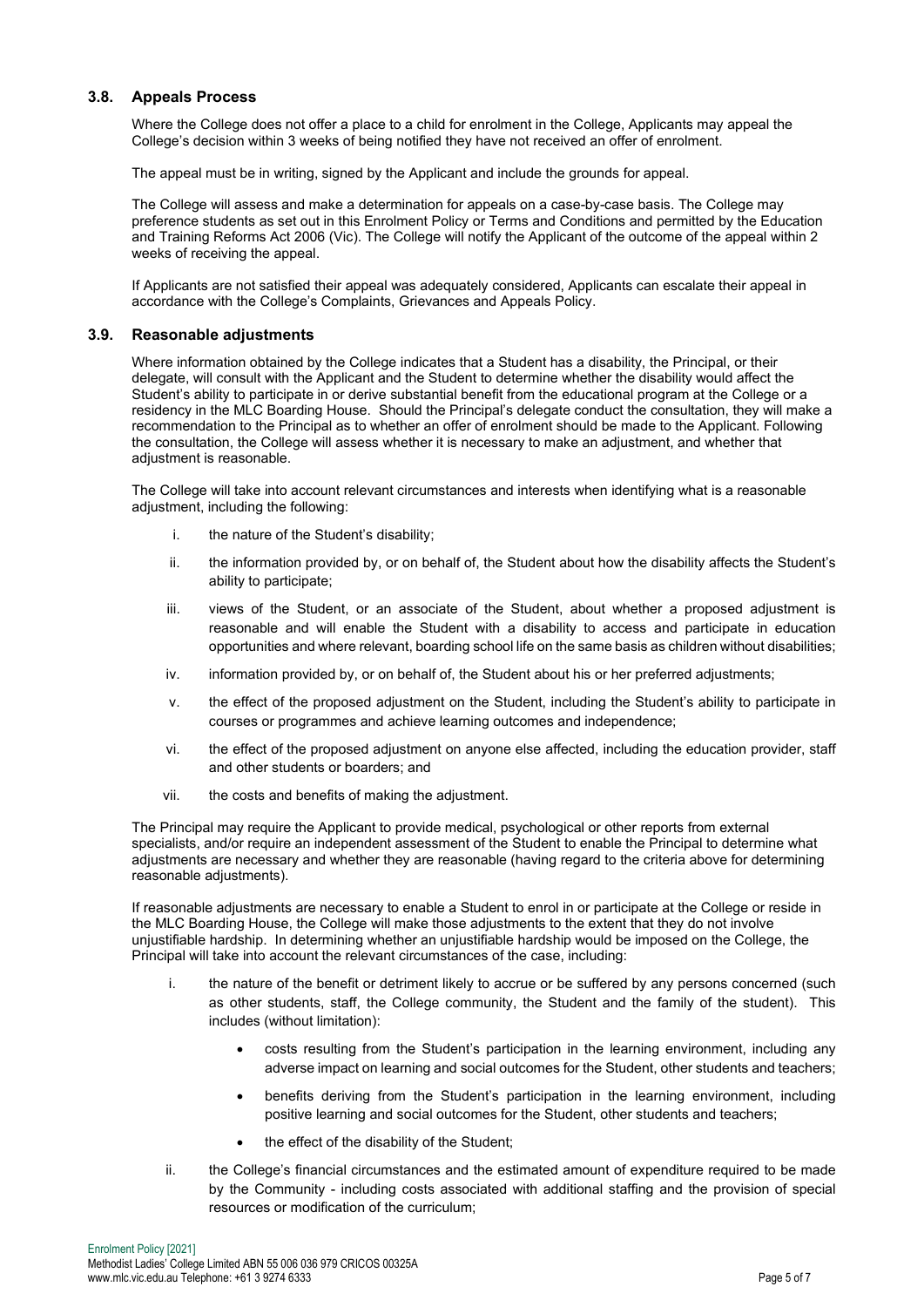### 3.8. Appeals Process

Where the College does not offer a place to a child for enrolment in the College, Applicants may appeal the College's decision within 3 weeks of being notified they have not received an offer of enrolment.

The appeal must be in writing, signed by the Applicant and include the grounds for appeal.

The College will assess and make a determination for appeals on a case-by-case basis. The College may preference students as set out in this Enrolment Policy or Terms and Conditions and permitted by the Education and Training Reforms Act 2006 (Vic). The College will notify the Applicant of the outcome of the appeal within 2 weeks of receiving the appeal.

If Applicants are not satisfied their appeal was adequately considered, Applicants can escalate their appeal in accordance with the College's Complaints, Grievances and Appeals Policy.

### 3.9. Reasonable adjustments

Where information obtained by the College indicates that a Student has a disability, the Principal, or their delegate, will consult with the Applicant and the Student to determine whether the disability would affect the Student's ability to participate in or derive substantial benefit from the educational program at the College or a residency in the MLC Boarding House. Should the Principal's delegate conduct the consultation, they will make a recommendation to the Principal as to whether an offer of enrolment should be made to the Applicant. Following the consultation, the College will assess whether it is necessary to make an adjustment, and whether that adjustment is reasonable.

The College will take into account relevant circumstances and interests when identifying what is a reasonable adjustment, including the following:

i. the nature of the Student's disability;

ii. the information provided by, or on behalf of, the Student about how the disability affects the Student's ability to participate;

iii. views of the Student, or an associate of the Student, about whether a proposed adjustment is reasonable and will enable the Student with a disability to access and participate in education opportunities and where relevant, boarding school life on the same basis as children without disabilities;

iv. information provided by, or on behalf of, the Student about his or her preferred adjustments;

v. the effect of the proposed adjustment on the Student, including the Student's ability to participate in courses or programmes and achieve learning outcomes and independence;

vi. the effect of the proposed adjustment on anyone else affected, including the education provider, staff and other students or boarders; and

vii. the costs and benefits of making the adjustment.

The Principal may require the Applicant to provide medical, psychological or other reports from external specialists, and/or require an independent assessment of the Student to enable the Principal to determine what adjustments are necessary and whether they are reasonable (having regard to the criteria above for determining reasonable adjustments).

If reasonable adjustments are necessary to enable a Student to enrol in or participate at the College or reside in the MLC Boarding House, the College will make those adjustments to the extent that they do not involve unjustifiable hardship. In determining whether an unjustifiable hardship would be imposed on the College, the Principal will take into account the relevant circumstances of the case, including:

i. the nature of the benefit or detriment likely to accrue or be suffered by any persons concerned (such as other students, staff, the College community, the Student and the family of the student). This includes (without limitation):

   - costs resulting from the Student's participation in the learning environment, including any adverse impact on learning and social outcomes for the Student, other students and teachers;
   - benefits deriving from the Student's participation in the learning environment, including positive learning and social outcomes for the Student, other students and teachers;
   - the effect of the disability of the Student;

ii. the College's financial circumstances and the estimated amount of expenditure required to be made by the Community - including costs associated with additional staffing and the provision of special resources or modification of the curriculum;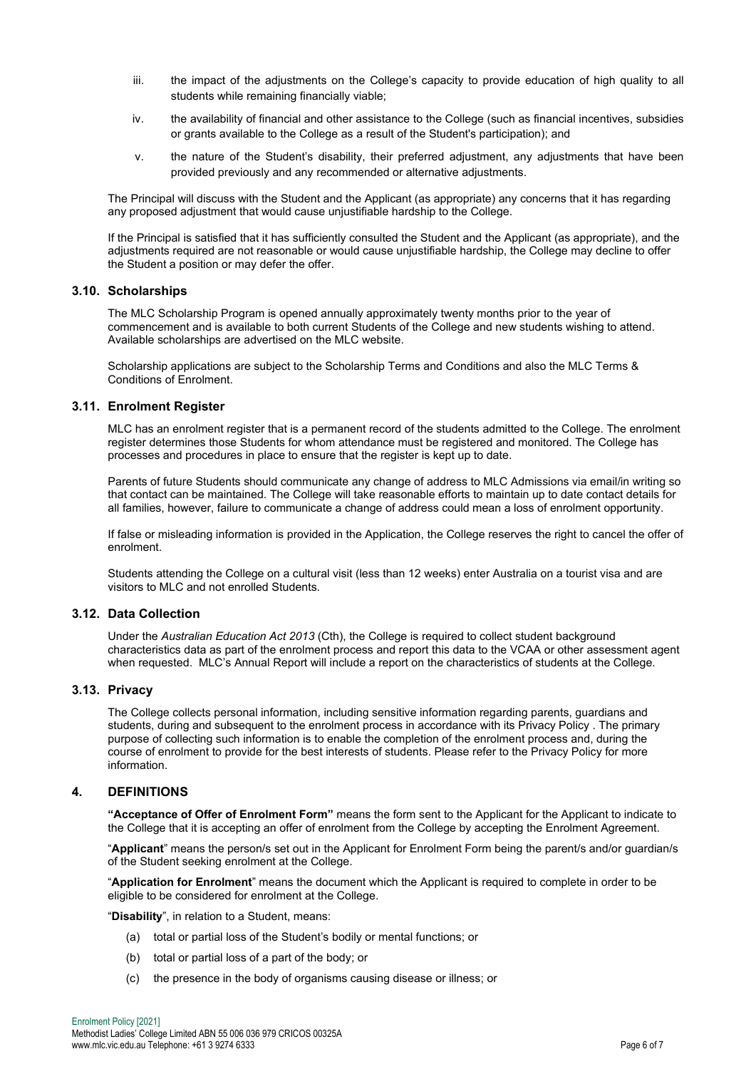iii. the impact of the adjustments on the College's capacity to provide education of high quality to all students while remaining financially viable;

iv. the availability of financial and other assistance to the College (such as financial incentives, subsidies or grants available to the College as a result of the Student's participation); and

v. the nature of the Student's disability, their preferred adjustment, any adjustments that have been provided previously and any recommended or alternative adjustments.

The Principal will discuss with the Student and the Applicant (as appropriate) any concerns that it has regarding any proposed adjustment that would cause unjustifiable hardship to the College.

If the Principal is satisfied that it has sufficiently consulted the Student and the Applicant (as appropriate), and the adjustments required are not reasonable or would cause unjustifiable hardship, the College may decline to offer the Student a position or may defer the offer.

### 3.10. Scholarships

The MLC Scholarship Program is opened annually approximately twenty months prior to the year of commencement and is available to both current Students of the College and new students wishing to attend. Available scholarships are advertised on the MLC website.

Scholarship applications are subject to the Scholarship Terms and Conditions and also the MLC Terms & Conditions of Enrolment.

### 3.11. Enrolment Register

MLC has an enrolment register that is a permanent record of the students admitted to the College. The enrolment register determines those Students for whom attendance must be registered and monitored. The College has processes and procedures in place to ensure that the register is kept up to date.

Parents of future Students should communicate any change of address to MLC Admissions via email/in writing so that contact can be maintained. The College will take reasonable efforts to maintain up to date contact details for all families, however, failure to communicate a change of address could mean a loss of enrolment opportunity.

If false or misleading information is provided in the Application, the College reserves the right to cancel the offer of enrolment.

Students attending the College on a cultural visit (less than 12 weeks) enter Australia on a tourist visa and are visitors to MLC and not enrolled Students.

### 3.12. Data Collection

Under the *Australian Education Act 2013* (Cth), the College is required to collect student background characteristics data as part of the enrolment process and report this data to the VCAA or other assessment agent when requested. MLC's Annual Report will include a report on the characteristics of students at the College.

### 3.13. Privacy

The College collects personal information, including sensitive information regarding parents, guardians and students, during and subsequent to the enrolment process in accordance with its Privacy Policy . The primary purpose of collecting such information is to enable the completion of the enrolment process and, during the course of enrolment to provide for the best interests of students. Please refer to the Privacy Policy for more information.

## 4. DEFINITIONS

**"Acceptance of Offer of Enrolment Form"** means the form sent to the Applicant for the Applicant to indicate to the College that it is accepting an offer of enrolment from the College by accepting the Enrolment Agreement.

"**Applicant**" means the person/s set out in the Applicant for Enrolment Form being the parent/s and/or guardian/s of the Student seeking enrolment at the College.

"**Application for Enrolment**" means the document which the Applicant is required to complete in order to be eligible to be considered for enrolment at the College.

"**Disability**", in relation to a Student, means:

(a) total or partial loss of the Student's bodily or mental functions; or

(b) total or partial loss of a part of the body; or

(c) the presence in the body of organisms causing disease or illness; or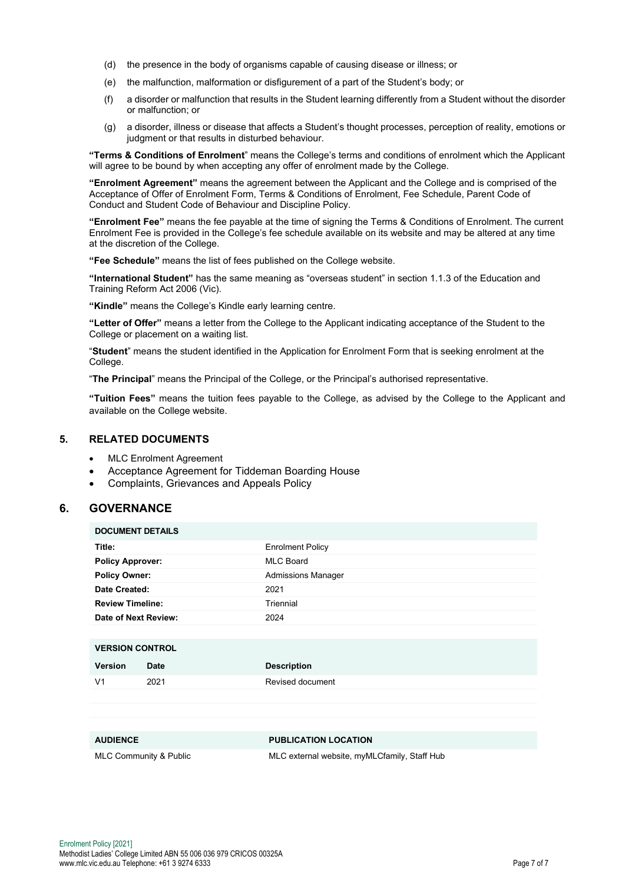(d) the presence in the body of organisms capable of causing disease or illness; or

(e) the malfunction, malformation or disfigurement of a part of the Student's body; or

(f) a disorder or malfunction that results in the Student learning differently from a Student without the disorder or malfunction; or

(g) a disorder, illness or disease that affects a Student's thought processes, perception of reality, emotions or judgment or that results in disturbed behaviour.

**"Terms & Conditions of Enrolment**" means the College's terms and conditions of enrolment which the Applicant will agree to be bound by when accepting any offer of enrolment made by the College.

**"Enrolment Agreement"** means the agreement between the Applicant and the College and is comprised of the Acceptance of Offer of Enrolment Form, Terms & Conditions of Enrolment, Fee Schedule, Parent Code of Conduct and Student Code of Behaviour and Discipline Policy.

**"Enrolment Fee"** means the fee payable at the time of signing the Terms & Conditions of Enrolment. The current Enrolment Fee is provided in the College's fee schedule available on its website and may be altered at any time at the discretion of the College.

**"Fee Schedule"** means the list of fees published on the College website.

**"International Student"** has the same meaning as "overseas student" in section 1.1.3 of the Education and Training Reform Act 2006 (Vic).

**"Kindle"** means the College's Kindle early learning centre.

**"Letter of Offer"** means a letter from the College to the Applicant indicating acceptance of the Student to the College or placement on a waiting list.

"**Student**" means the student identified in the Application for Enrolment Form that is seeking enrolment at the College.

"**The Principal**" means the Principal of the College, or the Principal's authorised representative.

**"Tuition Fees"** means the tuition fees payable to the College, as advised by the College to the Applicant and available on the College website.

## 5. RELATED DOCUMENTS

- MLC Enrolment Agreement
- Acceptance Agreement for Tiddeman Boarding House
- Complaints, Grievances and Appeals Policy

## 6. GOVERNANCE

| DOCUMENT DETAILS | |
|---|---|
| **Title:** | Enrolment Policy |
| **Policy Approver:** | MLC Board |
| **Policy Owner:** | Admissions Manager |
| **Date Created:** | 2021 |
| **Review Timeline:** | Triennial |
| **Date of Next Review:** | 2024 |

| VERSION CONTROL | | |
|---|---|---|
| **Version** | **Date** | **Description** |
| V1 | 2021 | Revised document |

| AUDIENCE | PUBLICATION LOCATION |
|---|---|
| MLC Community & Public | MLC external website, myMLCfamily, Staff Hub |